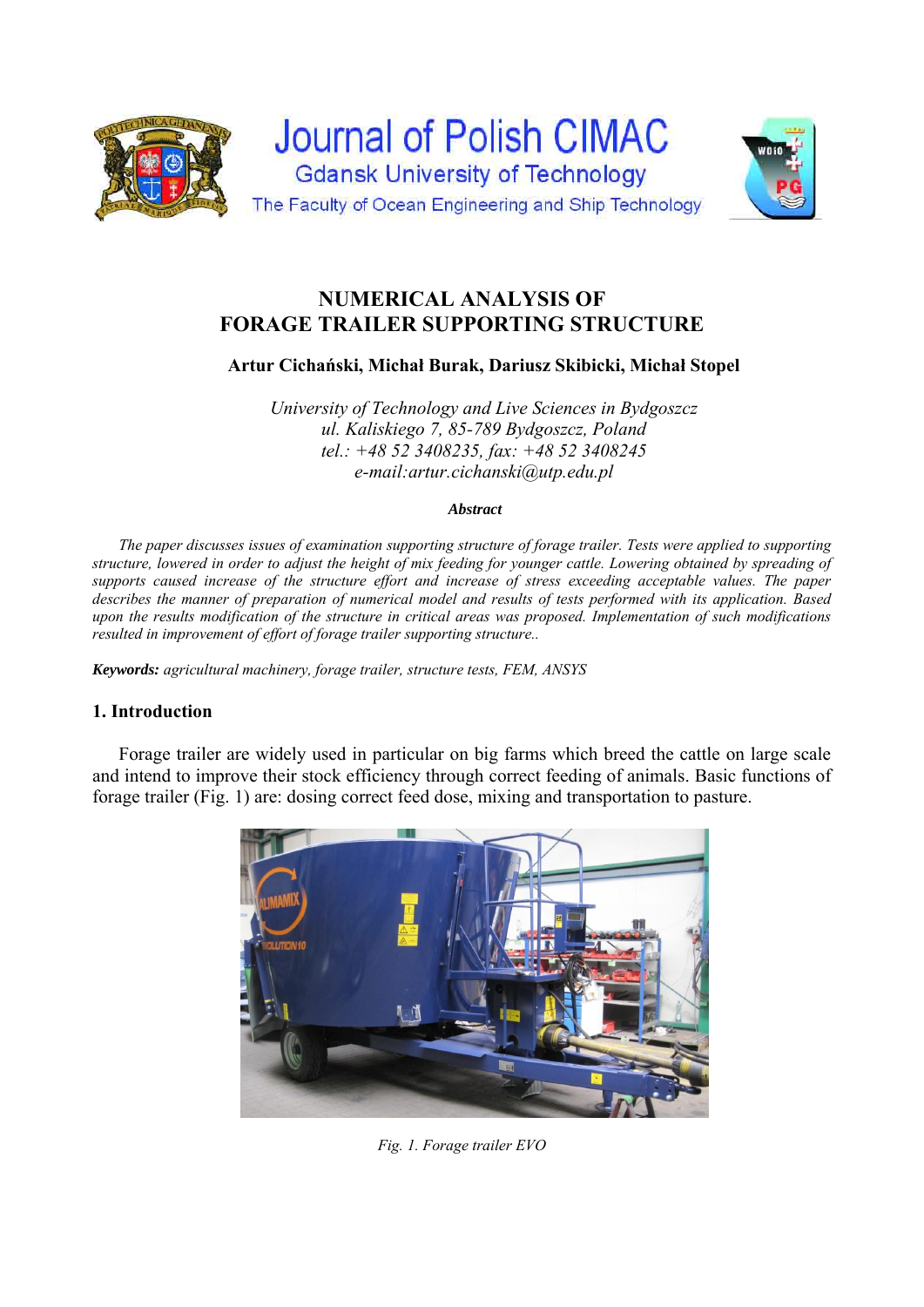# NUMERICAL ANALYSIS OF FORAGE TRAILER SUPPORTING STRUCTURE

**Artur Cichański, Michał Burak, Dariusz Skibicki, Michał Stopel**

*University of Technology and Live Sciences in Bydgoszcz*
*ul. Kaliskiego 7, 85-789 Bydgoszcz, Poland*
*tel.: +48 52 3408235, fax: +48 52 3408245*
*e-mail:artur.cichanski@utp.edu.pl*

***Abstract***

*The paper discusses issues of examination supporting structure of forage trailer. Tests were applied to supporting structure, lowered in order to adjust the height of mix feeding for younger cattle. Lowering obtained by spreading of supports caused increase of the structure effort and increase of stress exceeding acceptable values. The paper describes the manner of preparation of numerical model and results of tests performed with its application. Based upon the results modification of the structure in critical areas was proposed. Implementation of such modifications resulted in improvement of effort of forage trailer supporting structure..*

***Keywords:*** *agricultural machinery, forage trailer, structure tests, FEM, ANSYS*

## 1. Introduction

Forage trailer are widely used in particular on big farms which breed the cattle on large scale and intend to improve their stock efficiency through correct feeding of animals. Basic functions of forage trailer (Fig. 1) are: dosing correct feed dose, mixing and transportation to pasture.

*Fig. 1. Forage trailer EVO*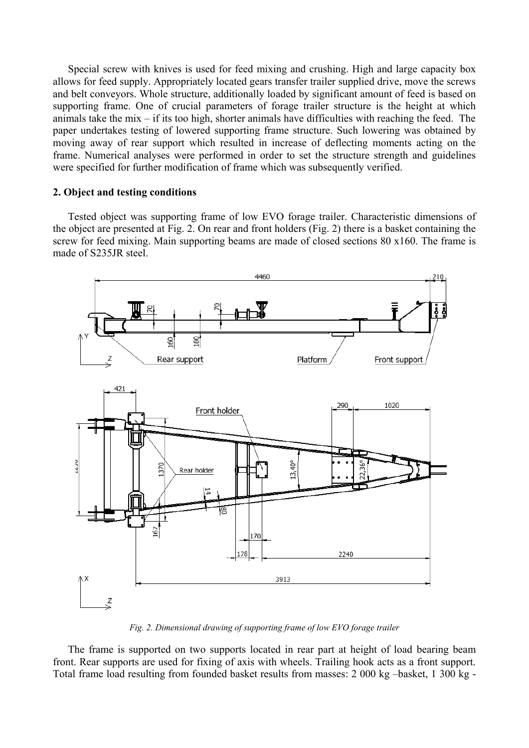Special screw with knives is used for feed mixing and crushing. High and large capacity box allows for feed supply. Appropriately located gears transfer trailer supplied drive, move the screws and belt conveyors. Whole structure, additionally loaded by significant amount of feed is based on supporting frame. One of crucial parameters of forage trailer structure is the height at which animals take the mix – if its too high, shorter animals have difficulties with reaching the feed. The paper undertakes testing of lowered supporting frame structure. Such lowering was obtained by moving away of rear support which resulted in increase of deflecting moments acting on the frame. Numerical analyses were performed in order to set the structure strength and guidelines were specified for further modification of frame which was subsequently verified.

## 2. Object and testing conditions

Tested object was supporting frame of low EVO forage trailer. Characteristic dimensions of the object are presented at Fig. 2. On rear and front holders (Fig. 2) there is a basket containing the screw for feed mixing. Main supporting beams are made of closed sections 80 x160. The frame is made of S235JR steel.

*Fig. 2. Dimensional drawing of supporting frame of low EVO forage trailer*

The frame is supported on two supports located in rear part at height of load bearing beam front. Rear supports are used for fixing of axis with wheels. Trailing hook acts as a front support. Total frame load resulting from founded basket results from masses: 2 000 kg –basket, 1 300 kg -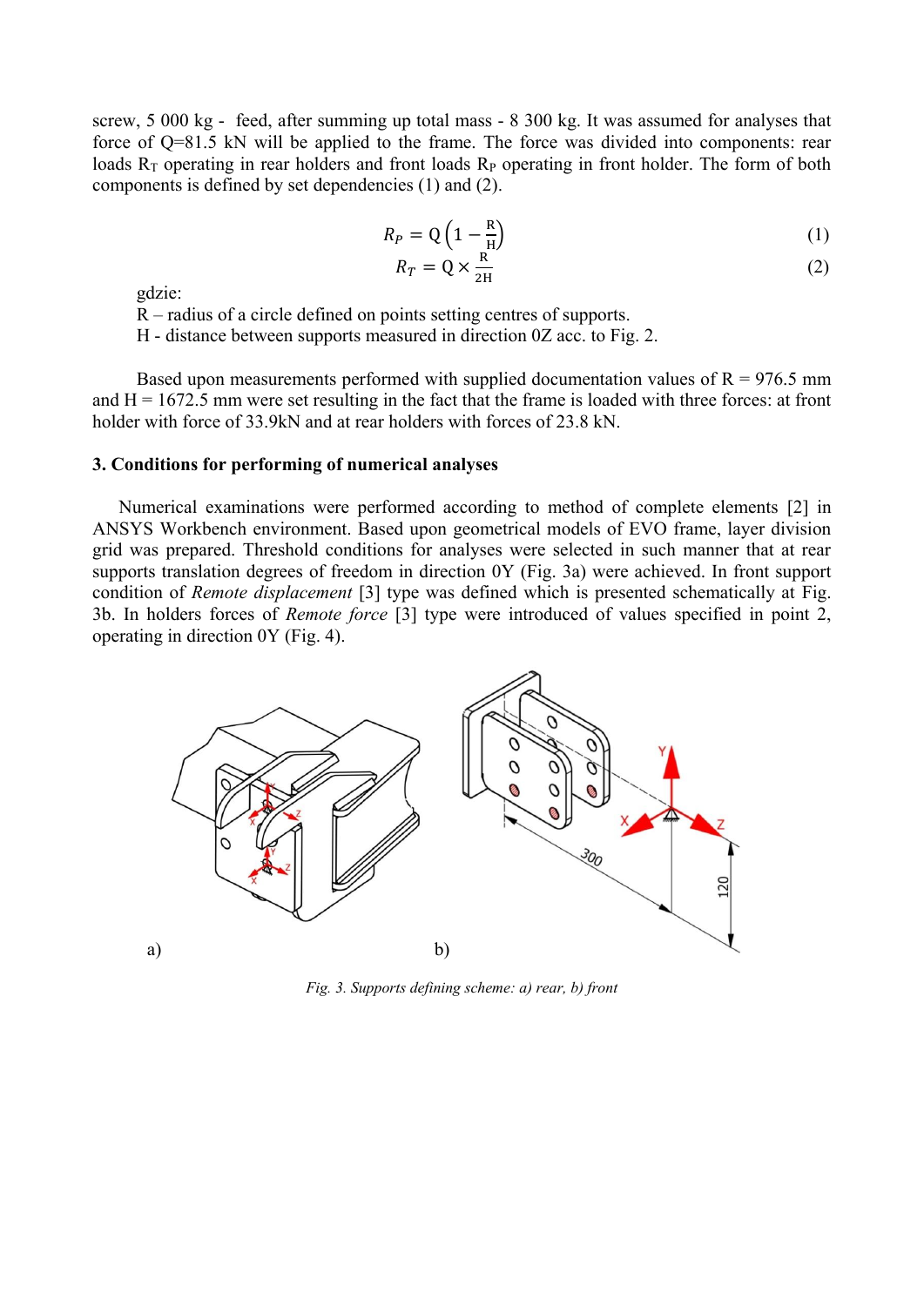screw, 5 000 kg - feed, after summing up total mass - 8 300 kg. It was assumed for analyses that force of Q=81.5 kN will be applied to the frame. The force was divided into components: rear loads $R_T$ operating in rear holders and front loads $R_P$ operating in front holder. The form of both components is defined by set dependencies (1) and (2).

$$R_P = Q\left(1 - \frac{R}{H}\right) \tag{1}$$

$$R_T = Q \times \frac{R}{2H} \tag{2}$$

gdzie:

R – radius of a circle defined on points setting centres of supports.

H - distance between supports measured in direction 0Z acc. to Fig. 2.

Based upon measurements performed with supplied documentation values of R = 976.5 mm and H = 1672.5 mm were set resulting in the fact that the frame is loaded with three forces: at front holder with force of 33.9kN and at rear holders with forces of 23.8 kN.

### 3. Conditions for performing of numerical analyses

Numerical examinations were performed according to method of complete elements [2] in ANSYS Workbench environment. Based upon geometrical models of EVO frame, layer division grid was prepared. Threshold conditions for analyses were selected in such manner that at rear supports translation degrees of freedom in direction 0Y (Fig. 3a) were achieved. In front support condition of *Remote displacement* [3] type was defined which is presented schematically at Fig. 3b. In holders forces of *Remote force* [3] type were introduced of values specified in point 2, operating in direction 0Y (Fig. 4).

a) b)

*Fig. 3. Supports defining scheme: a) rear, b) front*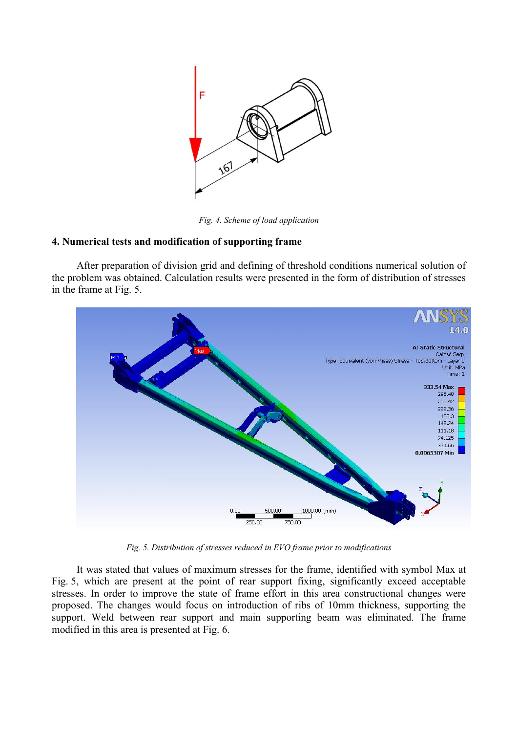Fig. 4. Scheme of load application

## 4. Numerical tests and modification of supporting frame

After preparation of division grid and defining of threshold conditions numerical solution of the problem was obtained. Calculation results were presented in the form of distribution of stresses in the frame at Fig. 5.

Fig. 5. Distribution of stresses reduced in EVO frame prior to modifications

It was stated that values of maximum stresses for the frame, identified with symbol Max at Fig. 5, which are present at the point of rear support fixing, significantly exceed acceptable stresses. In order to improve the state of frame effort in this area constructional changes were proposed. The changes would focus on introduction of ribs of 10mm thickness, supporting the support. Weld between rear support and main supporting beam was eliminated. The frame modified in this area is presented at Fig. 6.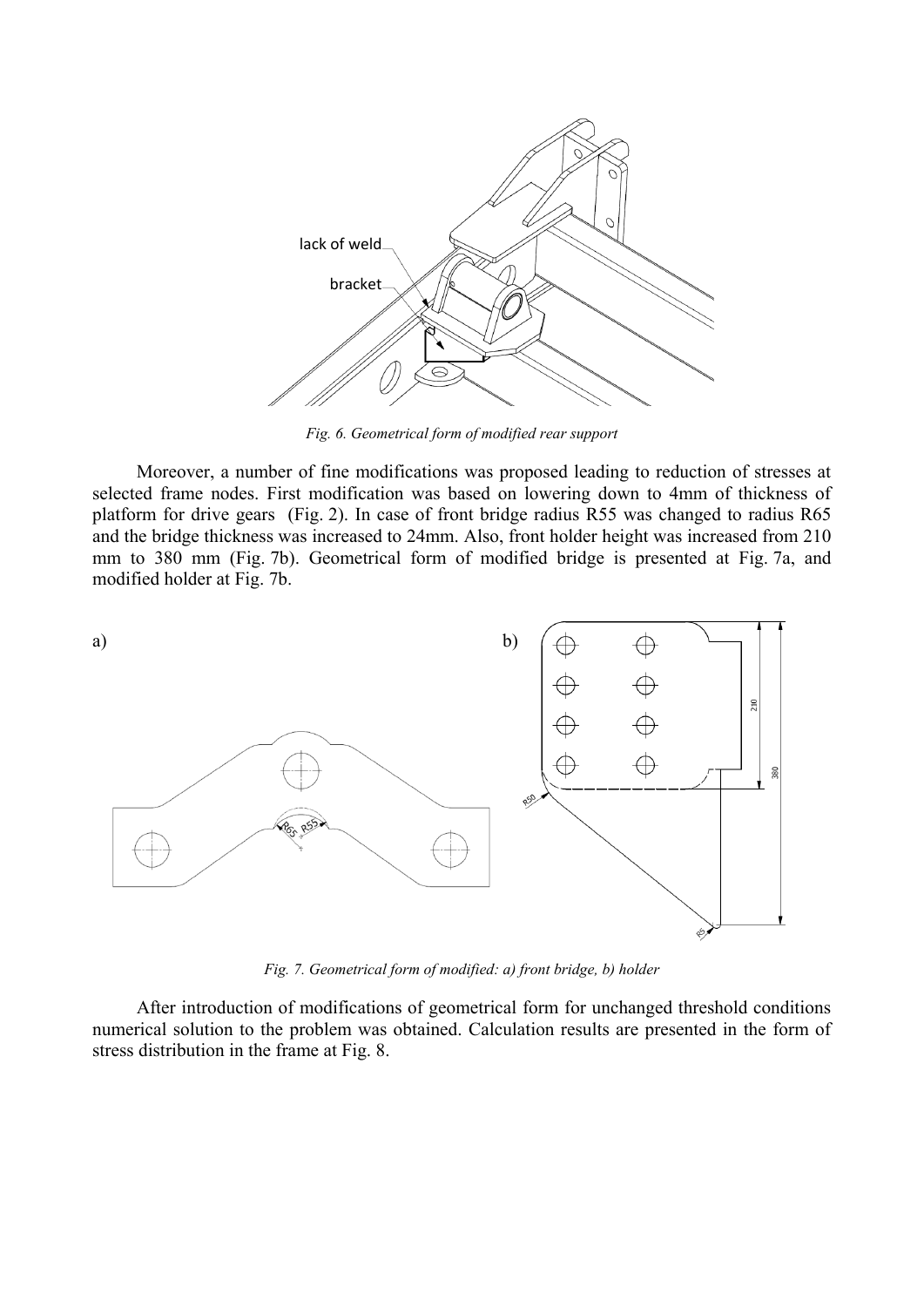*Fig. 6. Geometrical form of modified rear support*

Moreover, a number of fine modifications was proposed leading to reduction of stresses at selected frame nodes. First modification was based on lowering down to 4mm of thickness of platform for drive gears (Fig. 2). In case of front bridge radius R55 was changed to radius R65 and the bridge thickness was increased to 24mm. Also, front holder height was increased from 210 mm to 380 mm (Fig. 7b). Geometrical form of modified bridge is presented at Fig. 7a, and modified holder at Fig. 7b.

*Fig. 7. Geometrical form of modified: a) front bridge, b) holder*

After introduction of modifications of geometrical form for unchanged threshold conditions numerical solution to the problem was obtained. Calculation results are presented in the form of stress distribution in the frame at Fig. 8.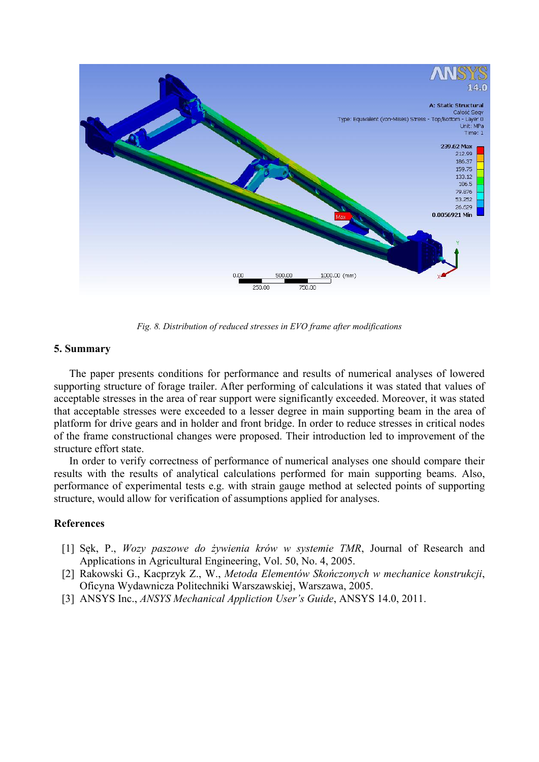ANSYS
14.0

A: Static Structural
Całość Seqv
Type: Equivalent (von-Mises) Stress - Top/Bottom - Layer 0
Unit: MPa
Time: 1

239.62 Max
212.99
186.37
159.75
133.12
106.5
79.876
53.252
26.629
0.0056921 Min

Max

0.00 500.00 1000.00 (mm)
250.00 750.00

*Fig. 8. Distribution of reduced stresses in EVO frame after modifications*

## 5. Summary

The paper presents conditions for performance and results of numerical analyses of lowered supporting structure of forage trailer. After performing of calculations it was stated that values of acceptable stresses in the area of rear support were significantly exceeded. Moreover, it was stated that acceptable stresses were exceeded to a lesser degree in main supporting beam in the area of platform for drive gears and in holder and front bridge. In order to reduce stresses in critical nodes of the frame constructional changes were proposed. Their introduction led to improvement of the structure effort state.

In order to verify correctness of performance of numerical analyses one should compare their results with the results of analytical calculations performed for main supporting beams. Also, performance of experimental tests e.g. with strain gauge method at selected points of supporting structure, would allow for verification of assumptions applied for analyses.

### References

[1] Sęk, P., *Wozy paszowe do żywienia krów w systemie TMR*, Journal of Research and Applications in Agricultural Engineering, Vol. 50, No. 4, 2005.

[2] Rakowski G., Kacprzyk Z., W., *Metoda Elementów Skończonych w mechanice konstrukcji*, Oficyna Wydawnicza Politechniki Warszawskiej, Warszawa, 2005.

[3] ANSYS Inc., *ANSYS Mechanical Appliction User's Guide*, ANSYS 14.0, 2011.